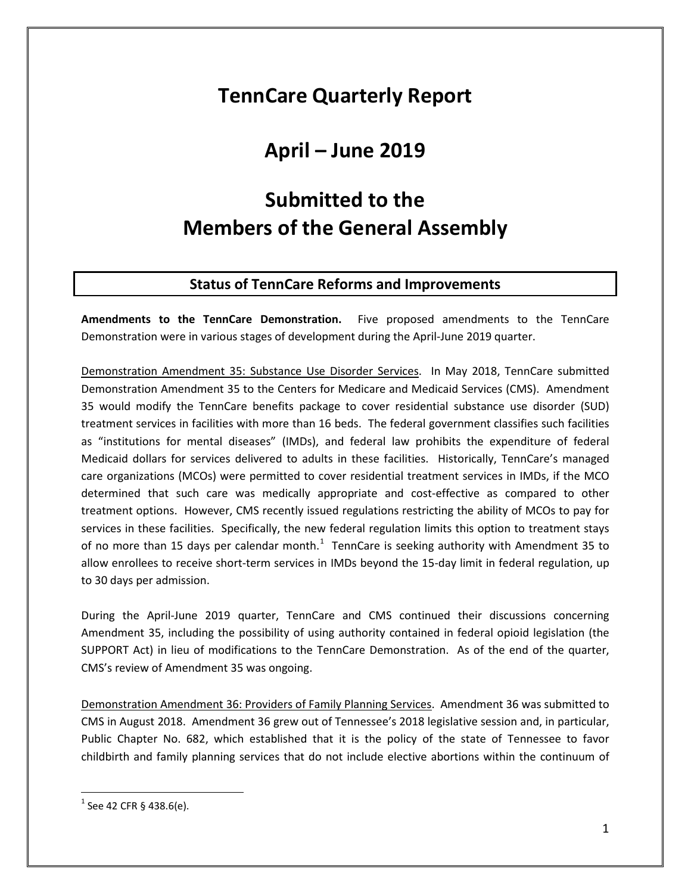# TennCare Quarterly Report

# April – June 2019

# Submitted to the Members of the General Assembly

## Status of TennCare Reforms and Improvements

**Amendments to the TennCare Demonstration.** Five proposed amendments to the TennCare Demonstration were in various stages of development during the April-June 2019 quarter.

Demonstration Amendment 35: Substance Use Disorder Services. In May 2018, TennCare submitted Demonstration Amendment 35 to the Centers for Medicare and Medicaid Services (CMS). Amendment 35 would modify the TennCare benefits package to cover residential substance use disorder (SUD) treatment services in facilities with more than 16 beds. The federal government classifies such facilities as "institutions for mental diseases" (IMDs), and federal law prohibits the expenditure of federal Medicaid dollars for services delivered to adults in these facilities. Historically, TennCare's managed care organizations (MCOs) were permitted to cover residential treatment services in IMDs, if the MCO determined that such care was medically appropriate and cost-effective as compared to other treatment options. However, CMS recently issued regulations restricting the ability of MCOs to pay for services in these facilities. Specifically, the new federal regulation limits this option to treatment stays of no more than 15 days per calendar month.[1] TennCare is seeking authority with Amendment 35 to allow enrollees to receive short-term services in IMDs beyond the 15-day limit in federal regulation, up to 30 days per admission.

During the April-June 2019 quarter, TennCare and CMS continued their discussions concerning Amendment 35, including the possibility of using authority contained in federal opioid legislation (the SUPPORT Act) in lieu of modifications to the TennCare Demonstration. As of the end of the quarter, CMS's review of Amendment 35 was ongoing.

Demonstration Amendment 36: Providers of Family Planning Services. Amendment 36 was submitted to CMS in August 2018. Amendment 36 grew out of Tennessee's 2018 legislative session and, in particular, Public Chapter No. 682, which established that it is the policy of the state of Tennessee to favor childbirth and family planning services that do not include elective abortions within the continuum of

[1] See 42 CFR § 438.6(e).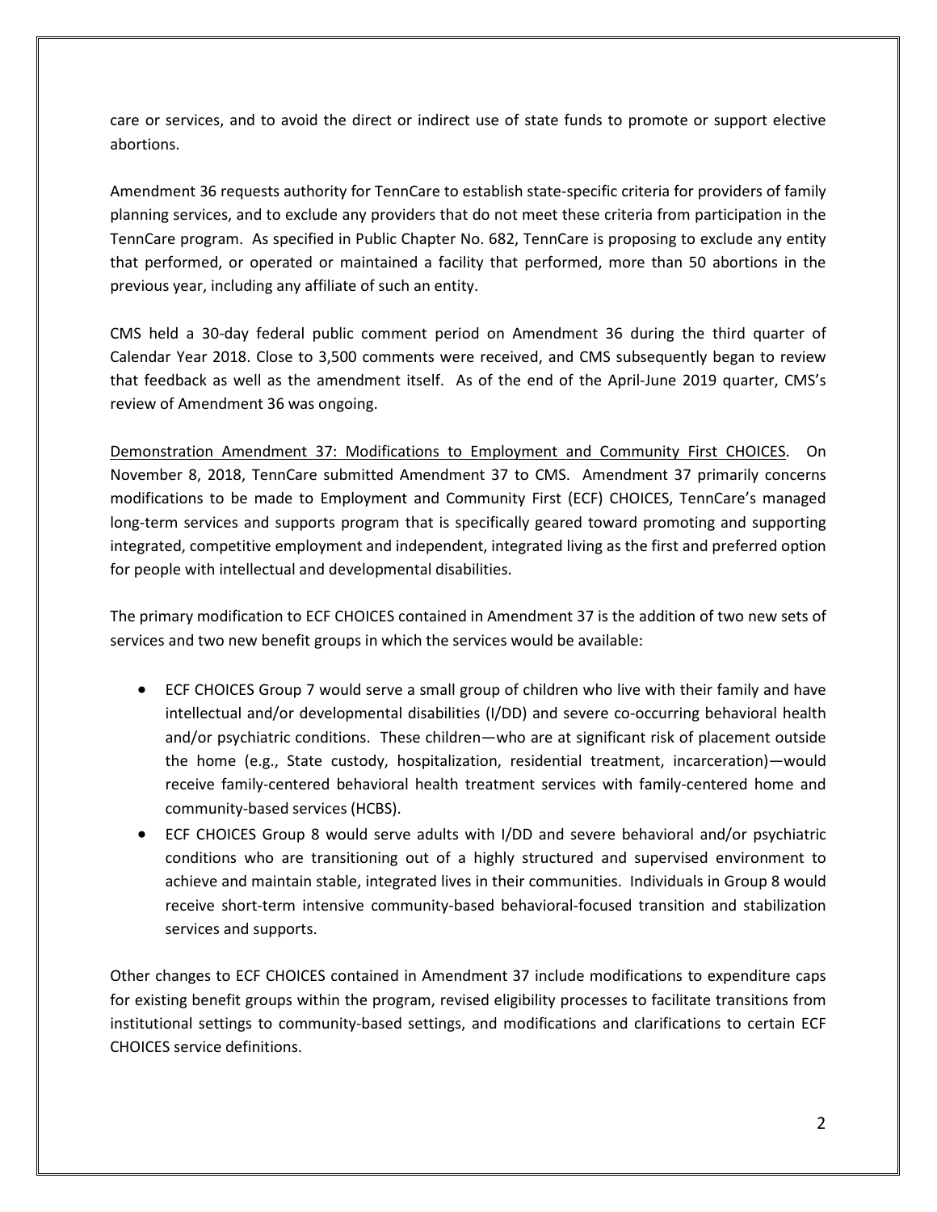care or services, and to avoid the direct or indirect use of state funds to promote or support elective abortions.

Amendment 36 requests authority for TennCare to establish state-specific criteria for providers of family planning services, and to exclude any providers that do not meet these criteria from participation in the TennCare program. As specified in Public Chapter No. 682, TennCare is proposing to exclude any entity that performed, or operated or maintained a facility that performed, more than 50 abortions in the previous year, including any affiliate of such an entity.

CMS held a 30-day federal public comment period on Amendment 36 during the third quarter of Calendar Year 2018. Close to 3,500 comments were received, and CMS subsequently began to review that feedback as well as the amendment itself. As of the end of the April-June 2019 quarter, CMS's review of Amendment 36 was ongoing.

<u>Demonstration Amendment 37: Modifications to Employment and Community First CHOICES</u>. On November 8, 2018, TennCare submitted Amendment 37 to CMS. Amendment 37 primarily concerns modifications to be made to Employment and Community First (ECF) CHOICES, TennCare's managed long-term services and supports program that is specifically geared toward promoting and supporting integrated, competitive employment and independent, integrated living as the first and preferred option for people with intellectual and developmental disabilities.

The primary modification to ECF CHOICES contained in Amendment 37 is the addition of two new sets of services and two new benefit groups in which the services would be available:

- ECF CHOICES Group 7 would serve a small group of children who live with their family and have intellectual and/or developmental disabilities (I/DD) and severe co-occurring behavioral health and/or psychiatric conditions. These children—who are at significant risk of placement outside the home (e.g., State custody, hospitalization, residential treatment, incarceration)—would receive family-centered behavioral health treatment services with family-centered home and community-based services (HCBS).
- ECF CHOICES Group 8 would serve adults with I/DD and severe behavioral and/or psychiatric conditions who are transitioning out of a highly structured and supervised environment to achieve and maintain stable, integrated lives in their communities. Individuals in Group 8 would receive short-term intensive community-based behavioral-focused transition and stabilization services and supports.

Other changes to ECF CHOICES contained in Amendment 37 include modifications to expenditure caps for existing benefit groups within the program, revised eligibility processes to facilitate transitions from institutional settings to community-based settings, and modifications and clarifications to certain ECF CHOICES service definitions.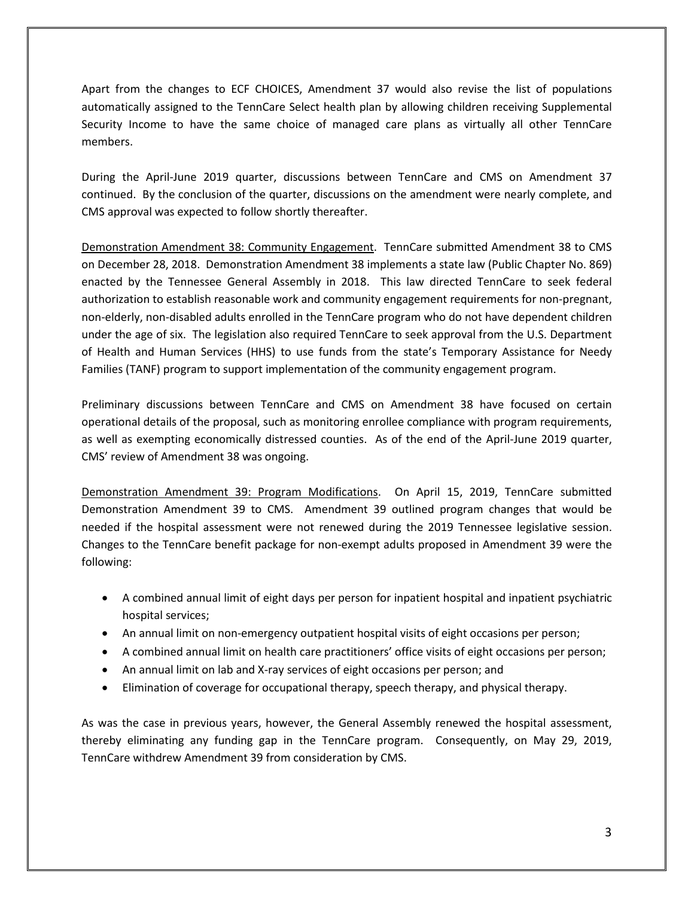Apart from the changes to ECF CHOICES, Amendment 37 would also revise the list of populations automatically assigned to the TennCare Select health plan by allowing children receiving Supplemental Security Income to have the same choice of managed care plans as virtually all other TennCare members.

During the April-June 2019 quarter, discussions between TennCare and CMS on Amendment 37 continued. By the conclusion of the quarter, discussions on the amendment were nearly complete, and CMS approval was expected to follow shortly thereafter.

<u>Demonstration Amendment 38: Community Engagement</u>. TennCare submitted Amendment 38 to CMS on December 28, 2018. Demonstration Amendment 38 implements a state law (Public Chapter No. 869) enacted by the Tennessee General Assembly in 2018. This law directed TennCare to seek federal authorization to establish reasonable work and community engagement requirements for non-pregnant, non-elderly, non-disabled adults enrolled in the TennCare program who do not have dependent children under the age of six. The legislation also required TennCare to seek approval from the U.S. Department of Health and Human Services (HHS) to use funds from the state's Temporary Assistance for Needy Families (TANF) program to support implementation of the community engagement program.

Preliminary discussions between TennCare and CMS on Amendment 38 have focused on certain operational details of the proposal, such as monitoring enrollee compliance with program requirements, as well as exempting economically distressed counties. As of the end of the April-June 2019 quarter, CMS' review of Amendment 38 was ongoing.

<u>Demonstration Amendment 39: Program Modifications</u>. On April 15, 2019, TennCare submitted Demonstration Amendment 39 to CMS. Amendment 39 outlined program changes that would be needed if the hospital assessment were not renewed during the 2019 Tennessee legislative session. Changes to the TennCare benefit package for non-exempt adults proposed in Amendment 39 were the following:

- A combined annual limit of eight days per person for inpatient hospital and inpatient psychiatric hospital services;
- An annual limit on non-emergency outpatient hospital visits of eight occasions per person;
- A combined annual limit on health care practitioners' office visits of eight occasions per person;
- An annual limit on lab and X-ray services of eight occasions per person; and
- Elimination of coverage for occupational therapy, speech therapy, and physical therapy.

As was the case in previous years, however, the General Assembly renewed the hospital assessment, thereby eliminating any funding gap in the TennCare program. Consequently, on May 29, 2019, TennCare withdrew Amendment 39 from consideration by CMS.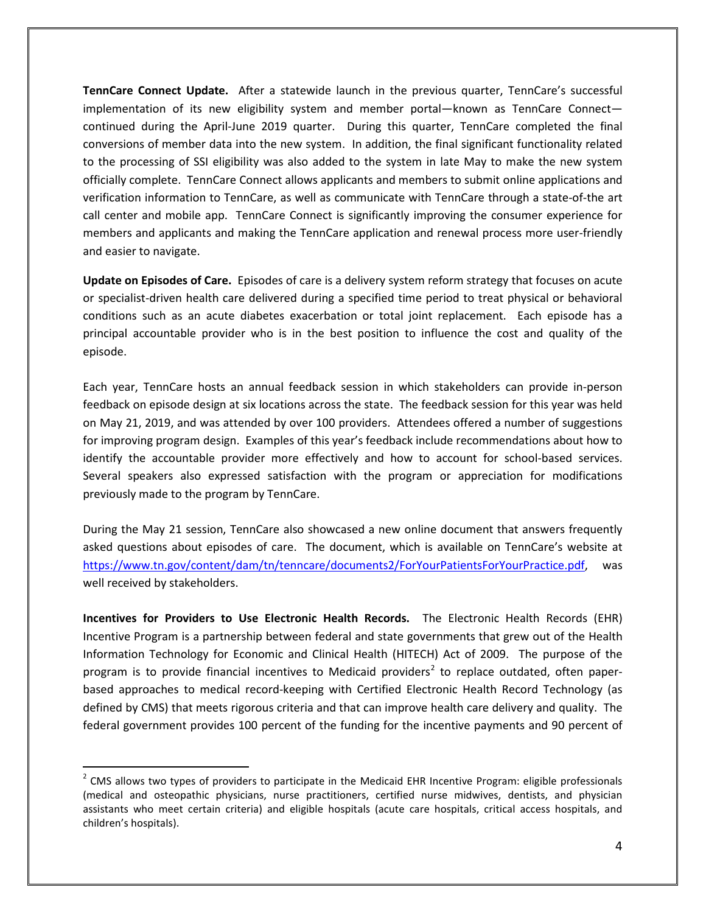**TennCare Connect Update.** After a statewide launch in the previous quarter, TennCare's successful implementation of its new eligibility system and member portal—known as TennCare Connect—continued during the April-June 2019 quarter. During this quarter, TennCare completed the final conversions of member data into the new system. In addition, the final significant functionality related to the processing of SSI eligibility was also added to the system in late May to make the new system officially complete. TennCare Connect allows applicants and members to submit online applications and verification information to TennCare, as well as communicate with TennCare through a state-of-the art call center and mobile app. TennCare Connect is significantly improving the consumer experience for members and applicants and making the TennCare application and renewal process more user-friendly and easier to navigate.

**Update on Episodes of Care.** Episodes of care is a delivery system reform strategy that focuses on acute or specialist-driven health care delivered during a specified time period to treat physical or behavioral conditions such as an acute diabetes exacerbation or total joint replacement. Each episode has a principal accountable provider who is in the best position to influence the cost and quality of the episode.

Each year, TennCare hosts an annual feedback session in which stakeholders can provide in-person feedback on episode design at six locations across the state. The feedback session for this year was held on May 21, 2019, and was attended by over 100 providers. Attendees offered a number of suggestions for improving program design. Examples of this year's feedback include recommendations about how to identify the accountable provider more effectively and how to account for school-based services. Several speakers also expressed satisfaction with the program or appreciation for modifications previously made to the program by TennCare.

During the May 21 session, TennCare also showcased a new online document that answers frequently asked questions about episodes of care. The document, which is available on TennCare's website at https://www.tn.gov/content/dam/tn/tenncare/documents2/ForYourPatientsForYourPractice.pdf, was well received by stakeholders.

**Incentives for Providers to Use Electronic Health Records.** The Electronic Health Records (EHR) Incentive Program is a partnership between federal and state governments that grew out of the Health Information Technology for Economic and Clinical Health (HITECH) Act of 2009. The purpose of the program is to provide financial incentives to Medicaid providers[2] to replace outdated, often paper-based approaches to medical record-keeping with Certified Electronic Health Record Technology (as defined by CMS) that meets rigorous criteria and that can improve health care delivery and quality. The federal government provides 100 percent of the funding for the incentive payments and 90 percent of

---

[2] CMS allows two types of providers to participate in the Medicaid EHR Incentive Program: eligible professionals (medical and osteopathic physicians, nurse practitioners, certified nurse midwives, dentists, and physician assistants who meet certain criteria) and eligible hospitals (acute care hospitals, critical access hospitals, and children's hospitals).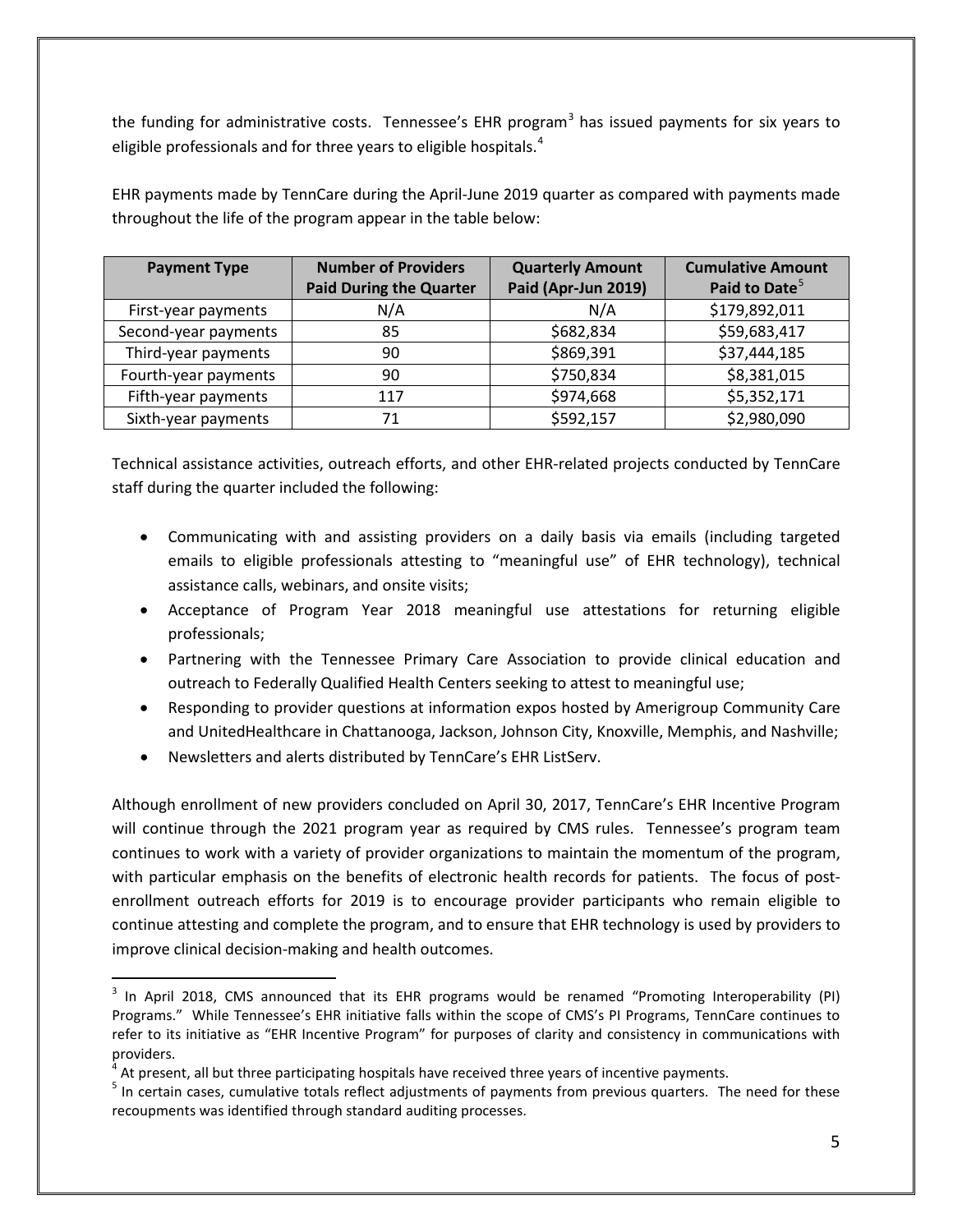the funding for administrative costs. Tennessee's EHR program[3] has issued payments for six years to eligible professionals and for three years to eligible hospitals.[4]

EHR payments made by TennCare during the April-June 2019 quarter as compared with payments made throughout the life of the program appear in the table below:

| Payment Type | Number of Providers Paid During the Quarter | Quarterly Amount Paid (Apr-Jun 2019) | Cumulative Amount Paid to Date[5] |
|---|---|---|---|
| First-year payments | N/A | N/A | $179,892,011 |
| Second-year payments | 85 | $682,834 | $59,683,417 |
| Third-year payments | 90 | $869,391 | $37,444,185 |
| Fourth-year payments | 90 | $750,834 | $8,381,015 |
| Fifth-year payments | 117 | $974,668 | $5,352,171 |
| Sixth-year payments | 71 | $592,157 | $2,980,090 |

Technical assistance activities, outreach efforts, and other EHR-related projects conducted by TennCare staff during the quarter included the following:

- Communicating with and assisting providers on a daily basis via emails (including targeted emails to eligible professionals attesting to "meaningful use" of EHR technology), technical assistance calls, webinars, and onsite visits;
- Acceptance of Program Year 2018 meaningful use attestations for returning eligible professionals;
- Partnering with the Tennessee Primary Care Association to provide clinical education and outreach to Federally Qualified Health Centers seeking to attest to meaningful use;
- Responding to provider questions at information expos hosted by Amerigroup Community Care and UnitedHealthcare in Chattanooga, Jackson, Johnson City, Knoxville, Memphis, and Nashville;
- Newsletters and alerts distributed by TennCare's EHR ListServ.

Although enrollment of new providers concluded on April 30, 2017, TennCare's EHR Incentive Program will continue through the 2021 program year as required by CMS rules. Tennessee's program team continues to work with a variety of provider organizations to maintain the momentum of the program, with particular emphasis on the benefits of electronic health records for patients. The focus of post-enrollment outreach efforts for 2019 is to encourage provider participants who remain eligible to continue attesting and complete the program, and to ensure that EHR technology is used by providers to improve clinical decision-making and health outcomes.

---

[3] In April 2018, CMS announced that its EHR programs would be renamed "Promoting Interoperability (PI) Programs." While Tennessee's EHR initiative falls within the scope of CMS's PI Programs, TennCare continues to refer to its initiative as "EHR Incentive Program" for purposes of clarity and consistency in communications with providers.

[4] At present, all but three participating hospitals have received three years of incentive payments.

[5] In certain cases, cumulative totals reflect adjustments of payments from previous quarters. The need for these recoupments was identified through standard auditing processes.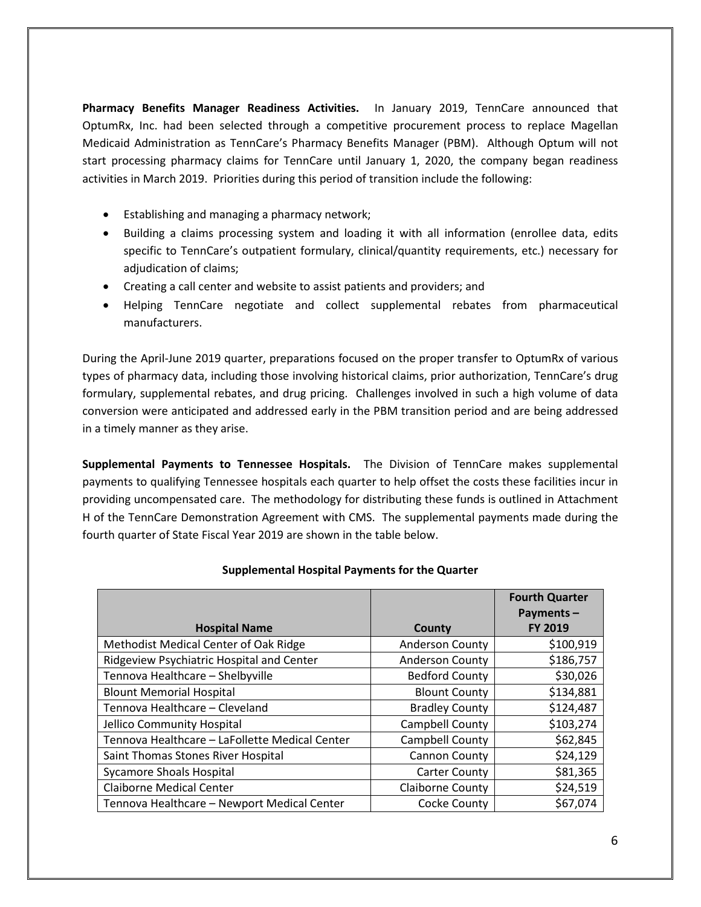**Pharmacy Benefits Manager Readiness Activities.** In January 2019, TennCare announced that OptumRx, Inc. had been selected through a competitive procurement process to replace Magellan Medicaid Administration as TennCare's Pharmacy Benefits Manager (PBM). Although Optum will not start processing pharmacy claims for TennCare until January 1, 2020, the company began readiness activities in March 2019. Priorities during this period of transition include the following:

- Establishing and managing a pharmacy network;
- Building a claims processing system and loading it with all information (enrollee data, edits specific to TennCare's outpatient formulary, clinical/quantity requirements, etc.) necessary for adjudication of claims;
- Creating a call center and website to assist patients and providers; and
- Helping TennCare negotiate and collect supplemental rebates from pharmaceutical manufacturers.

During the April-June 2019 quarter, preparations focused on the proper transfer to OptumRx of various types of pharmacy data, including those involving historical claims, prior authorization, TennCare's drug formulary, supplemental rebates, and drug pricing. Challenges involved in such a high volume of data conversion were anticipated and addressed early in the PBM transition period and are being addressed in a timely manner as they arise.

**Supplemental Payments to Tennessee Hospitals.** The Division of TennCare makes supplemental payments to qualifying Tennessee hospitals each quarter to help offset the costs these facilities incur in providing uncompensated care. The methodology for distributing these funds is outlined in Attachment H of the TennCare Demonstration Agreement with CMS. The supplemental payments made during the fourth quarter of State Fiscal Year 2019 are shown in the table below.

**Supplemental Hospital Payments for the Quarter**

| Hospital Name | County | Fourth Quarter Payments – FY 2019 |
|---|---|---|
| Methodist Medical Center of Oak Ridge | Anderson County | $100,919 |
| Ridgeview Psychiatric Hospital and Center | Anderson County | $186,757 |
| Tennova Healthcare – Shelbyville | Bedford County | $30,026 |
| Blount Memorial Hospital | Blount County | $134,881 |
| Tennova Healthcare – Cleveland | Bradley County | $124,487 |
| Jellico Community Hospital | Campbell County | $103,274 |
| Tennova Healthcare – LaFollette Medical Center | Campbell County | $62,845 |
| Saint Thomas Stones River Hospital | Cannon County | $24,129 |
| Sycamore Shoals Hospital | Carter County | $81,365 |
| Claiborne Medical Center | Claiborne County | $24,519 |
| Tennova Healthcare – Newport Medical Center | Cocke County | $67,074 |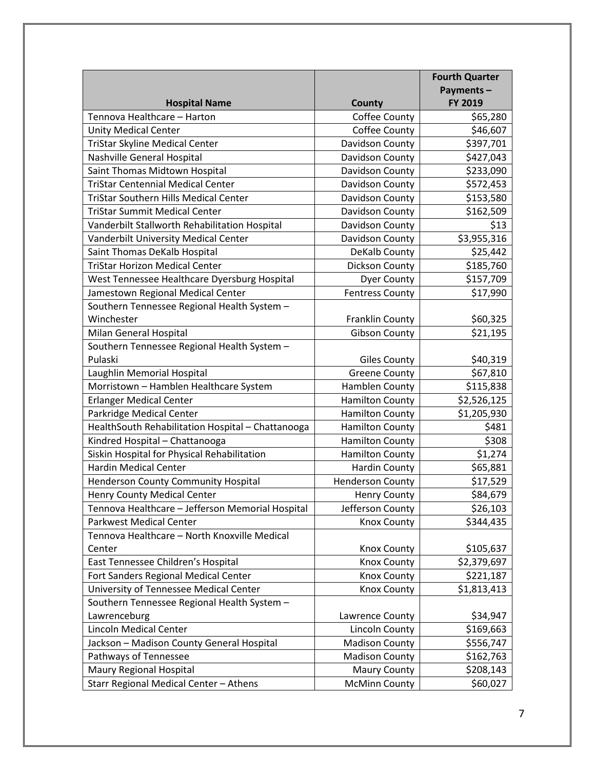| Hospital Name | County | Fourth Quarter Payments – FY 2019 |
|---|---|---|
| Tennova Healthcare – Harton | Coffee County | $65,280 |
| Unity Medical Center | Coffee County | $46,607 |
| TriStar Skyline Medical Center | Davidson County | $397,701 |
| Nashville General Hospital | Davidson County | $427,043 |
| Saint Thomas Midtown Hospital | Davidson County | $233,090 |
| TriStar Centennial Medical Center | Davidson County | $572,453 |
| TriStar Southern Hills Medical Center | Davidson County | $153,580 |
| TriStar Summit Medical Center | Davidson County | $162,509 |
| Vanderbilt Stallworth Rehabilitation Hospital | Davidson County | $13 |
| Vanderbilt University Medical Center | Davidson County | $3,955,316 |
| Saint Thomas DeKalb Hospital | DeKalb County | $25,442 |
| TriStar Horizon Medical Center | Dickson County | $185,760 |
| West Tennessee Healthcare Dyersburg Hospital | Dyer County | $157,709 |
| Jamestown Regional Medical Center | Fentress County | $17,990 |
| Southern Tennessee Regional Health System – Winchester | Franklin County | $60,325 |
| Milan General Hospital | Gibson County | $21,195 |
| Southern Tennessee Regional Health System – Pulaski | Giles County | $40,319 |
| Laughlin Memorial Hospital | Greene County | $67,810 |
| Morristown – Hamblen Healthcare System | Hamblen County | $115,838 |
| Erlanger Medical Center | Hamilton County | $2,526,125 |
| Parkridge Medical Center | Hamilton County | $1,205,930 |
| HealthSouth Rehabilitation Hospital – Chattanooga | Hamilton County | $481 |
| Kindred Hospital – Chattanooga | Hamilton County | $308 |
| Siskin Hospital for Physical Rehabilitation | Hamilton County | $1,274 |
| Hardin Medical Center | Hardin County | $65,881 |
| Henderson County Community Hospital | Henderson County | $17,529 |
| Henry County Medical Center | Henry County | $84,679 |
| Tennova Healthcare – Jefferson Memorial Hospital | Jefferson County | $26,103 |
| Parkwest Medical Center | Knox County | $344,435 |
| Tennova Healthcare – North Knoxville Medical Center | Knox County | $105,637 |
| East Tennessee Children's Hospital | Knox County | $2,379,697 |
| Fort Sanders Regional Medical Center | Knox County | $221,187 |
| University of Tennessee Medical Center | Knox County | $1,813,413 |
| Southern Tennessee Regional Health System – Lawrenceburg | Lawrence County | $34,947 |
| Lincoln Medical Center | Lincoln County | $169,663 |
| Jackson – Madison County General Hospital | Madison County | $556,747 |
| Pathways of Tennessee | Madison County | $162,763 |
| Maury Regional Hospital | Maury County | $208,143 |
| Starr Regional Medical Center – Athens | McMinn County | $60,027 |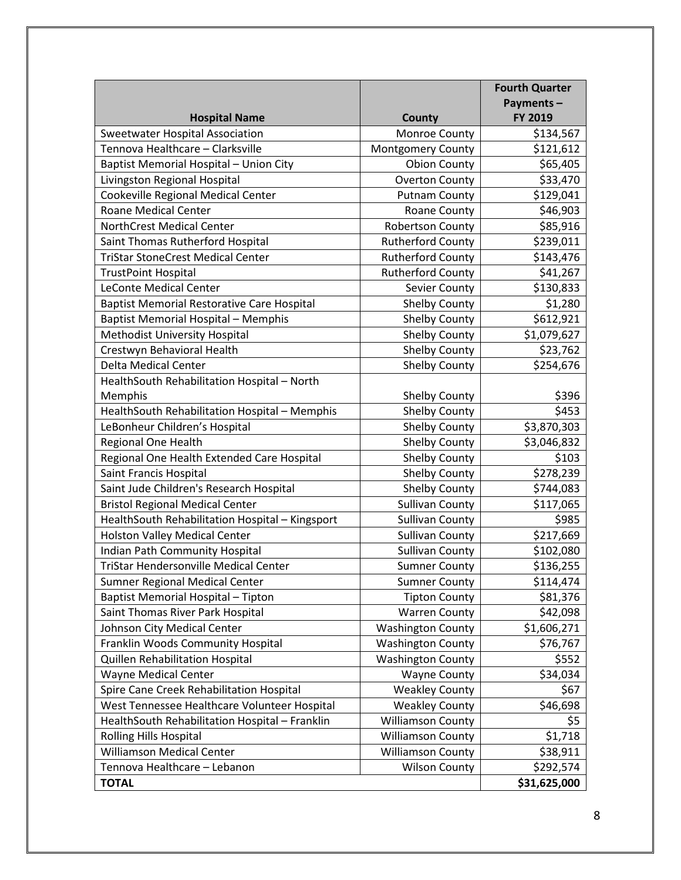| Hospital Name | County | Fourth Quarter Payments – FY 2019 |
|---|---|---|
| Sweetwater Hospital Association | Monroe County | $134,567 |
| Tennova Healthcare – Clarksville | Montgomery County | $121,612 |
| Baptist Memorial Hospital – Union City | Obion County | $65,405 |
| Livingston Regional Hospital | Overton County | $33,470 |
| Cookeville Regional Medical Center | Putnam County | $129,041 |
| Roane Medical Center | Roane County | $46,903 |
| NorthCrest Medical Center | Robertson County | $85,916 |
| Saint Thomas Rutherford Hospital | Rutherford County | $239,011 |
| TriStar StoneCrest Medical Center | Rutherford County | $143,476 |
| TrustPoint Hospital | Rutherford County | $41,267 |
| LeConte Medical Center | Sevier County | $130,833 |
| Baptist Memorial Restorative Care Hospital | Shelby County | $1,280 |
| Baptist Memorial Hospital – Memphis | Shelby County | $612,921 |
| Methodist University Hospital | Shelby County | $1,079,627 |
| Crestwyn Behavioral Health | Shelby County | $23,762 |
| Delta Medical Center | Shelby County | $254,676 |
| HealthSouth Rehabilitation Hospital – North Memphis | Shelby County | $396 |
| HealthSouth Rehabilitation Hospital – Memphis | Shelby County | $453 |
| LeBonheur Children's Hospital | Shelby County | $3,870,303 |
| Regional One Health | Shelby County | $3,046,832 |
| Regional One Health Extended Care Hospital | Shelby County | $103 |
| Saint Francis Hospital | Shelby County | $278,239 |
| Saint Jude Children's Research Hospital | Shelby County | $744,083 |
| Bristol Regional Medical Center | Sullivan County | $117,065 |
| HealthSouth Rehabilitation Hospital – Kingsport | Sullivan County | $985 |
| Holston Valley Medical Center | Sullivan County | $217,669 |
| Indian Path Community Hospital | Sullivan County | $102,080 |
| TriStar Hendersonville Medical Center | Sumner County | $136,255 |
| Sumner Regional Medical Center | Sumner County | $114,474 |
| Baptist Memorial Hospital – Tipton | Tipton County | $81,376 |
| Saint Thomas River Park Hospital | Warren County | $42,098 |
| Johnson City Medical Center | Washington County | $1,606,271 |
| Franklin Woods Community Hospital | Washington County | $76,767 |
| Quillen Rehabilitation Hospital | Washington County | $552 |
| Wayne Medical Center | Wayne County | $34,034 |
| Spire Cane Creek Rehabilitation Hospital | Weakley County | $67 |
| West Tennessee Healthcare Volunteer Hospital | Weakley County | $46,698 |
| HealthSouth Rehabilitation Hospital – Franklin | Williamson County | $5 |
| Rolling Hills Hospital | Williamson County | $1,718 |
| Williamson Medical Center | Williamson County | $38,911 |
| Tennova Healthcare – Lebanon | Wilson County | $292,574 |
| **TOTAL** | | **$31,625,000** |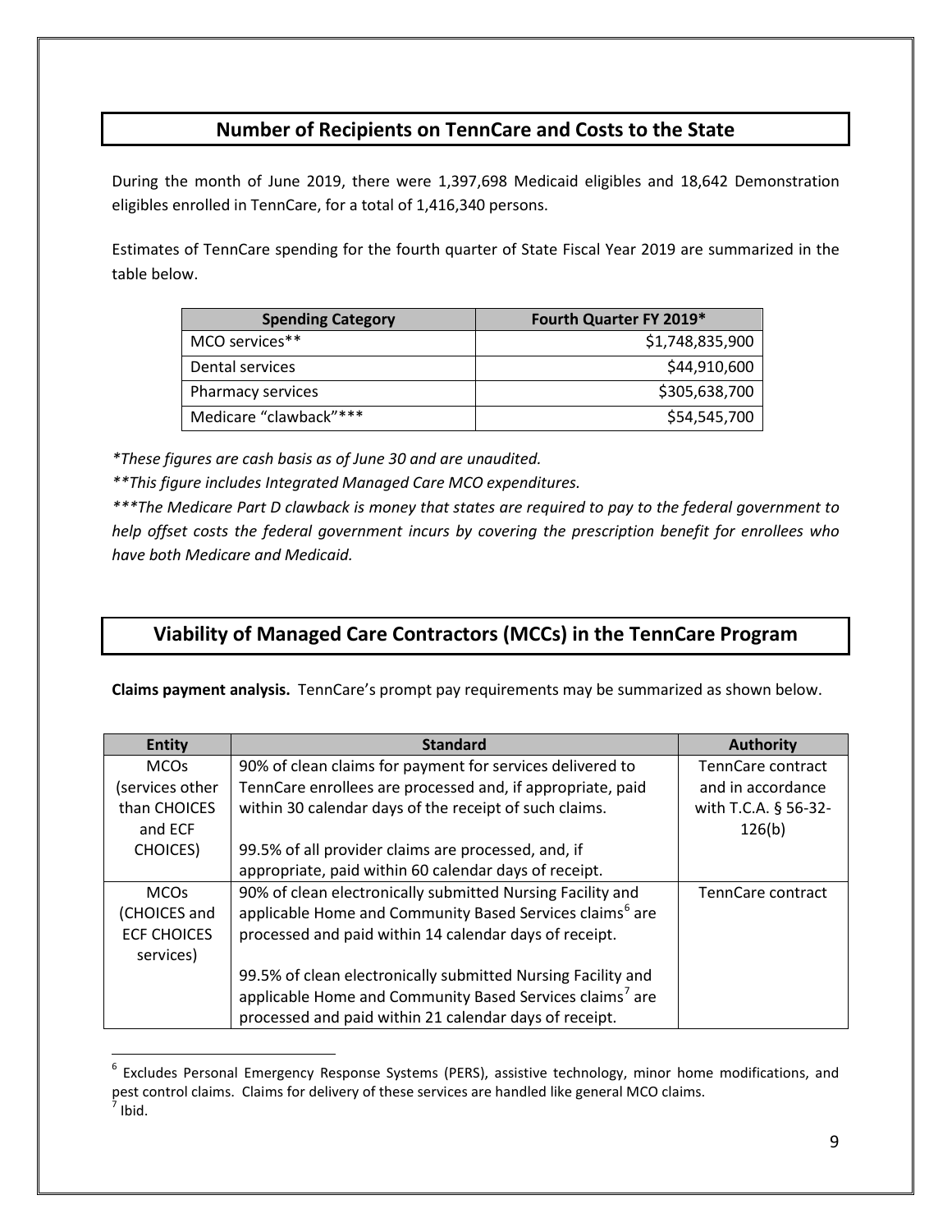## Number of Recipients on TennCare and Costs to the State

During the month of June 2019, there were 1,397,698 Medicaid eligibles and 18,642 Demonstration eligibles enrolled in TennCare, for a total of 1,416,340 persons.

Estimates of TennCare spending for the fourth quarter of State Fiscal Year 2019 are summarized in the table below.

| Spending Category | Fourth Quarter FY 2019* |
|---|---:|
| MCO services** | $1,748,835,900 |
| Dental services | $44,910,600 |
| Pharmacy services | $305,638,700 |
| Medicare "clawback"*** | $54,545,700 |

*\*These figures are cash basis as of June 30 and are unaudited.*

*\*\*This figure includes Integrated Managed Care MCO expenditures.*

*\*\*\*The Medicare Part D clawback is money that states are required to pay to the federal government to help offset costs the federal government incurs by covering the prescription benefit for enrollees who have both Medicare and Medicaid.*

## Viability of Managed Care Contractors (MCCs) in the TennCare Program

**Claims payment analysis.** TennCare's prompt pay requirements may be summarized as shown below.

| Entity | Standard | Authority |
|---|---|---|
| MCOs (services other than CHOICES and ECF CHOICES) | 90% of clean claims for payment for services delivered to TennCare enrollees are processed and, if appropriate, paid within 30 calendar days of the receipt of such claims.<br><br>99.5% of all provider claims are processed, and, if appropriate, paid within 60 calendar days of receipt. | TennCare contract and in accordance with T.C.A. § 56-32-126(b) |
| MCOs (CHOICES and ECF CHOICES services) | 90% of clean electronically submitted Nursing Facility and applicable Home and Community Based Services claims[6] are processed and paid within 14 calendar days of receipt.<br><br>99.5% of clean electronically submitted Nursing Facility and applicable Home and Community Based Services claims[7] are processed and paid within 21 calendar days of receipt. | TennCare contract |

[6] Excludes Personal Emergency Response Systems (PERS), assistive technology, minor home modifications, and pest control claims. Claims for delivery of these services are handled like general MCO claims.

[7] Ibid.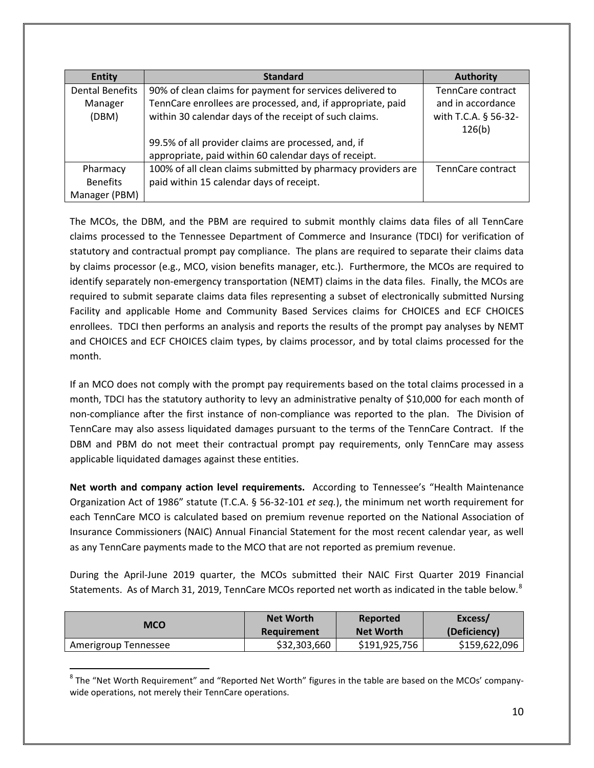| Entity | Standard | Authority |
|---|---|---|
| Dental Benefits Manager (DBM) | 90% of clean claims for payment for services delivered to TennCare enrollees are processed, and, if appropriate, paid within 30 calendar days of the receipt of such claims.<br><br>99.5% of all provider claims are processed, and, if appropriate, paid within 60 calendar days of receipt. | TennCare contract and in accordance with T.C.A. § 56-32-126(b) |
| Pharmacy Benefits Manager (PBM) | 100% of all clean claims submitted by pharmacy providers are paid within 15 calendar days of receipt. | TennCare contract |

The MCOs, the DBM, and the PBM are required to submit monthly claims data files of all TennCare claims processed to the Tennessee Department of Commerce and Insurance (TDCI) for verification of statutory and contractual prompt pay compliance. The plans are required to separate their claims data by claims processor (e.g., MCO, vision benefits manager, etc.). Furthermore, the MCOs are required to identify separately non-emergency transportation (NEMT) claims in the data files. Finally, the MCOs are required to submit separate claims data files representing a subset of electronically submitted Nursing Facility and applicable Home and Community Based Services claims for CHOICES and ECF CHOICES enrollees. TDCI then performs an analysis and reports the results of the prompt pay analyses by NEMT and CHOICES and ECF CHOICES claim types, by claims processor, and by total claims processed for the month.

If an MCO does not comply with the prompt pay requirements based on the total claims processed in a month, TDCI has the statutory authority to levy an administrative penalty of $10,000 for each month of non-compliance after the first instance of non-compliance was reported to the plan. The Division of TennCare may also assess liquidated damages pursuant to the terms of the TennCare Contract. If the DBM and PBM do not meet their contractual prompt pay requirements, only TennCare may assess applicable liquidated damages against these entities.

**Net worth and company action level requirements.** According to Tennessee's "Health Maintenance Organization Act of 1986" statute (T.C.A. § 56-32-101 *et seq.*), the minimum net worth requirement for each TennCare MCO is calculated based on premium revenue reported on the National Association of Insurance Commissioners (NAIC) Annual Financial Statement for the most recent calendar year, as well as any TennCare payments made to the MCO that are not reported as premium revenue.

During the April-June 2019 quarter, the MCOs submitted their NAIC First Quarter 2019 Financial Statements. As of March 31, 2019, TennCare MCOs reported net worth as indicated in the table below.[8]

| MCO | Net Worth Requirement | Reported Net Worth | Excess/ (Deficiency) |
|---|---|---|---|
| Amerigroup Tennessee | $32,303,660 | $191,925,756 | $159,622,096 |

[8] The "Net Worth Requirement" and "Reported Net Worth" figures in the table are based on the MCOs' company-wide operations, not merely their TennCare operations.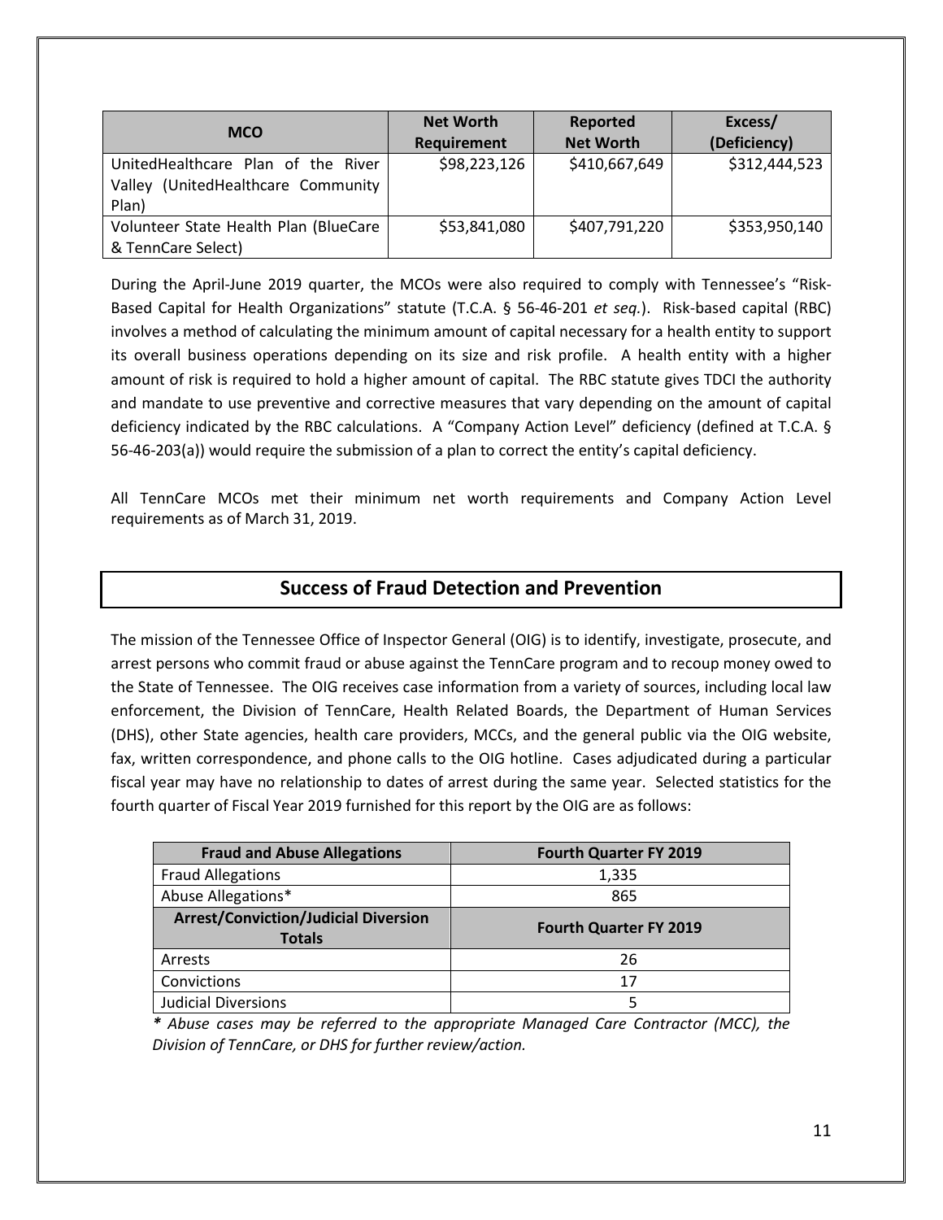| MCO | Net Worth Requirement | Reported Net Worth | Excess/ (Deficiency) |
|---|---|---|---|
| UnitedHealthcare Plan of the River Valley (UnitedHealthcare Community Plan) | $98,223,126 | $410,667,649 | $312,444,523 |
| Volunteer State Health Plan (BlueCare & TennCare Select) | $53,841,080 | $407,791,220 | $353,950,140 |

During the April-June 2019 quarter, the MCOs were also required to comply with Tennessee's "Risk-Based Capital for Health Organizations" statute (T.C.A. § 56-46-201 *et seq.*). Risk-based capital (RBC) involves a method of calculating the minimum amount of capital necessary for a health entity to support its overall business operations depending on its size and risk profile. A health entity with a higher amount of risk is required to hold a higher amount of capital. The RBC statute gives TDCI the authority and mandate to use preventive and corrective measures that vary depending on the amount of capital deficiency indicated by the RBC calculations. A "Company Action Level" deficiency (defined at T.C.A. § 56-46-203(a)) would require the submission of a plan to correct the entity's capital deficiency.

All TennCare MCOs met their minimum net worth requirements and Company Action Level requirements as of March 31, 2019.

## Success of Fraud Detection and Prevention

The mission of the Tennessee Office of Inspector General (OIG) is to identify, investigate, prosecute, and arrest persons who commit fraud or abuse against the TennCare program and to recoup money owed to the State of Tennessee. The OIG receives case information from a variety of sources, including local law enforcement, the Division of TennCare, Health Related Boards, the Department of Human Services (DHS), other State agencies, health care providers, MCCs, and the general public via the OIG website, fax, written correspondence, and phone calls to the OIG hotline. Cases adjudicated during a particular fiscal year may have no relationship to dates of arrest during the same year. Selected statistics for the fourth quarter of Fiscal Year 2019 furnished for this report by the OIG are as follows:

| Fraud and Abuse Allegations | Fourth Quarter FY 2019 |
|---|---|
| Fraud Allegations | 1,335 |
| Abuse Allegations* | 865 |
| **Arrest/Conviction/Judicial Diversion Totals** | **Fourth Quarter FY 2019** |
| Arrests | 26 |
| Convictions | 17 |
| Judicial Diversions | 5 |

***** *Abuse cases may be referred to the appropriate Managed Care Contractor (MCC), the Division of TennCare, or DHS for further review/action.*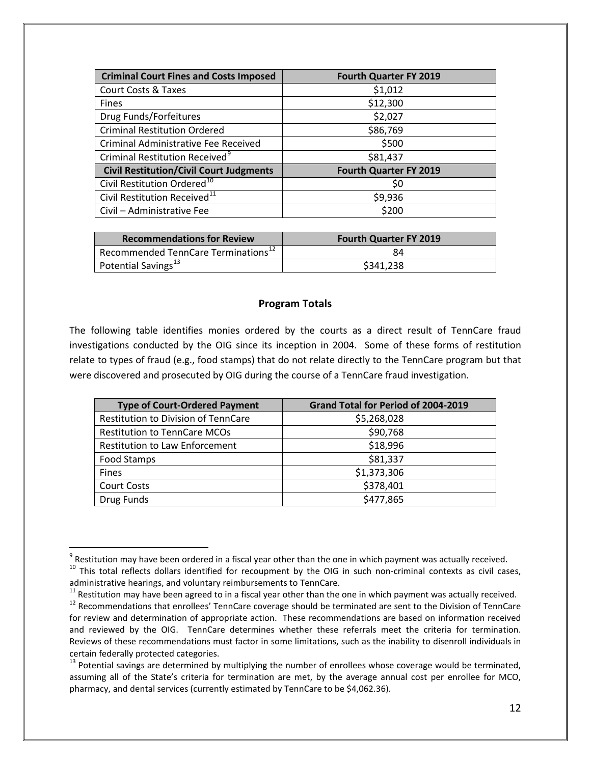| Criminal Court Fines and Costs Imposed | Fourth Quarter FY 2019 |
|---|---|
| Court Costs & Taxes | $1,012 |
| Fines | $12,300 |
| Drug Funds/Forfeitures | $2,027 |
| Criminal Restitution Ordered | $86,769 |
| Criminal Administrative Fee Received | $500 |
| Criminal Restitution Received[9] | $81,437 |
| **Civil Restitution/Civil Court Judgments** | **Fourth Quarter FY 2019** |
| Civil Restitution Ordered[10] | $0 |
| Civil Restitution Received[11] | $9,936 |
| Civil – Administrative Fee | $200 |

| Recommendations for Review | Fourth Quarter FY 2019 |
|---|---|
| Recommended TennCare Terminations[12] | 84 |
| Potential Savings[13] | $341,238 |

## Program Totals

The following table identifies monies ordered by the courts as a direct result of TennCare fraud investigations conducted by the OIG since its inception in 2004. Some of these forms of restitution relate to types of fraud (e.g., food stamps) that do not relate directly to the TennCare program but that were discovered and prosecuted by OIG during the course of a TennCare fraud investigation.

| Type of Court-Ordered Payment | Grand Total for Period of 2004-2019 |
|---|---|
| Restitution to Division of TennCare | $5,268,028 |
| Restitution to TennCare MCOs | $90,768 |
| Restitution to Law Enforcement | $18,996 |
| Food Stamps | $81,337 |
| Fines | $1,373,306 |
| Court Costs | $378,401 |
| Drug Funds | $477,865 |

---

[9] Restitution may have been ordered in a fiscal year other than the one in which payment was actually received.

[10] This total reflects dollars identified for recoupment by the OIG in such non-criminal contexts as civil cases, administrative hearings, and voluntary reimbursements to TennCare.

[11] Restitution may have been agreed to in a fiscal year other than the one in which payment was actually received.

[12] Recommendations that enrollees' TennCare coverage should be terminated are sent to the Division of TennCare for review and determination of appropriate action. These recommendations are based on information received and reviewed by the OIG. TennCare determines whether these referrals meet the criteria for termination. Reviews of these recommendations must factor in some limitations, such as the inability to disenroll individuals in certain federally protected categories.

[13] Potential savings are determined by multiplying the number of enrollees whose coverage would be terminated, assuming all of the State's criteria for termination are met, by the average annual cost per enrollee for MCO, pharmacy, and dental services (currently estimated by TennCare to be $4,062.36).